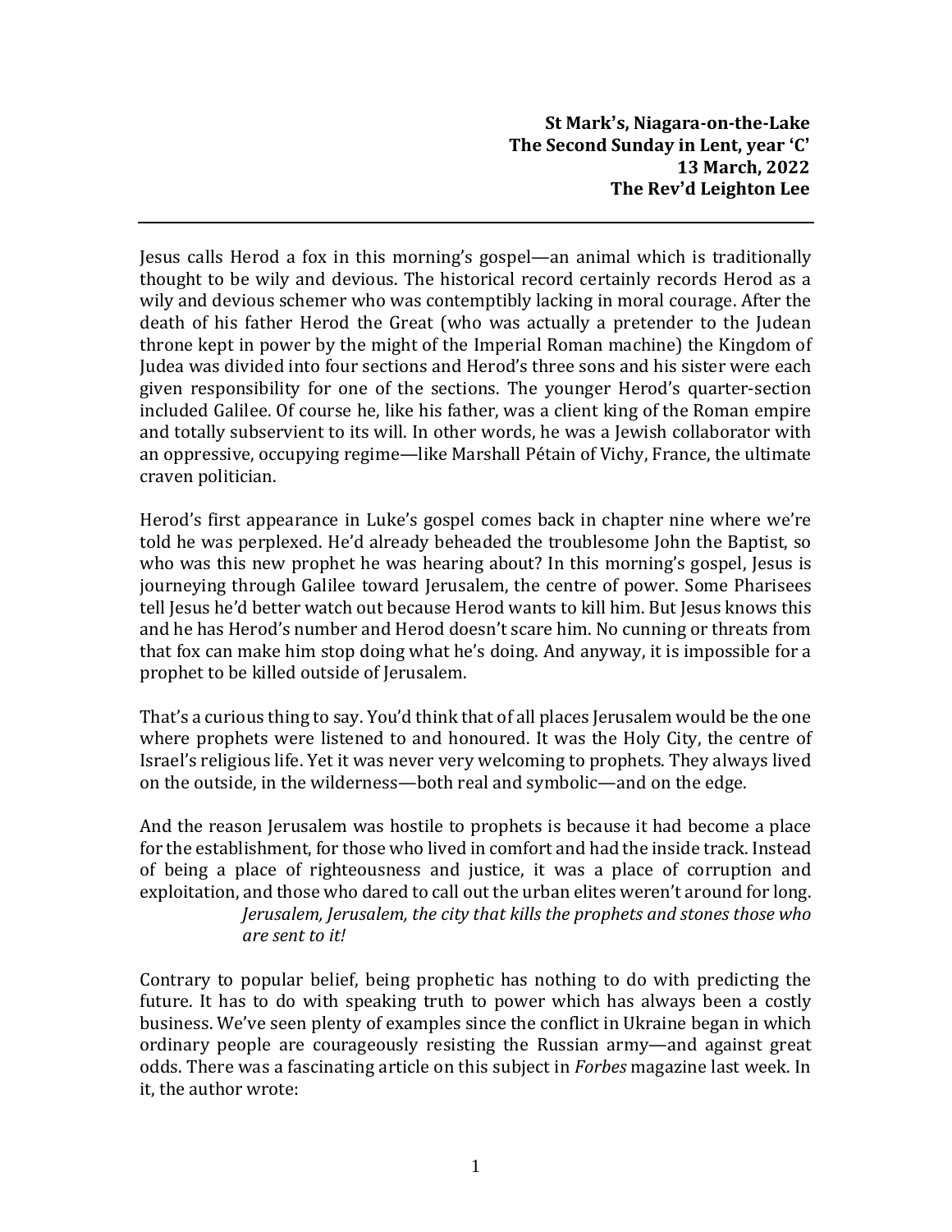**St Mark's, Niagara-on-the-Lake**
**The Second Sunday in Lent, year 'C'**
**13 March, 2022**
**The Rev'd Leighton Lee**

---

Jesus calls Herod a fox in this morning's gospel—an animal which is traditionally thought to be wily and devious. The historical record certainly records Herod as a wily and devious schemer who was contemptibly lacking in moral courage. After the death of his father Herod the Great (who was actually a pretender to the Judean throne kept in power by the might of the Imperial Roman machine) the Kingdom of Judea was divided into four sections and Herod's three sons and his sister were each given responsibility for one of the sections. The younger Herod's quarter-section included Galilee. Of course he, like his father, was a client king of the Roman empire and totally subservient to its will. In other words, he was a Jewish collaborator with an oppressive, occupying regime—like Marshall Pétain of Vichy, France, the ultimate craven politician.

Herod's first appearance in Luke's gospel comes back in chapter nine where we're told he was perplexed. He'd already beheaded the troublesome John the Baptist, so who was this new prophet he was hearing about? In this morning's gospel, Jesus is journeying through Galilee toward Jerusalem, the centre of power. Some Pharisees tell Jesus he'd better watch out because Herod wants to kill him. But Jesus knows this and he has Herod's number and Herod doesn't scare him. No cunning or threats from that fox can make him stop doing what he's doing. And anyway, it is impossible for a prophet to be killed outside of Jerusalem.

That's a curious thing to say. You'd think that of all places Jerusalem would be the one where prophets were listened to and honoured. It was the Holy City, the centre of Israel's religious life. Yet it was never very welcoming to prophets. They always lived on the outside, in the wilderness—both real and symbolic—and on the edge.

And the reason Jerusalem was hostile to prophets is because it had become a place for the establishment, for those who lived in comfort and had the inside track. Instead of being a place of righteousness and justice, it was a place of corruption and exploitation, and those who dared to call out the urban elites weren't around for long.

> *Jerusalem, Jerusalem, the city that kills the prophets and stones those who are sent to it!*

Contrary to popular belief, being prophetic has nothing to do with predicting the future. It has to do with speaking truth to power which has always been a costly business. We've seen plenty of examples since the conflict in Ukraine began in which ordinary people are courageously resisting the Russian army—and against great odds. There was a fascinating article on this subject in *Forbes* magazine last week. In it, the author wrote: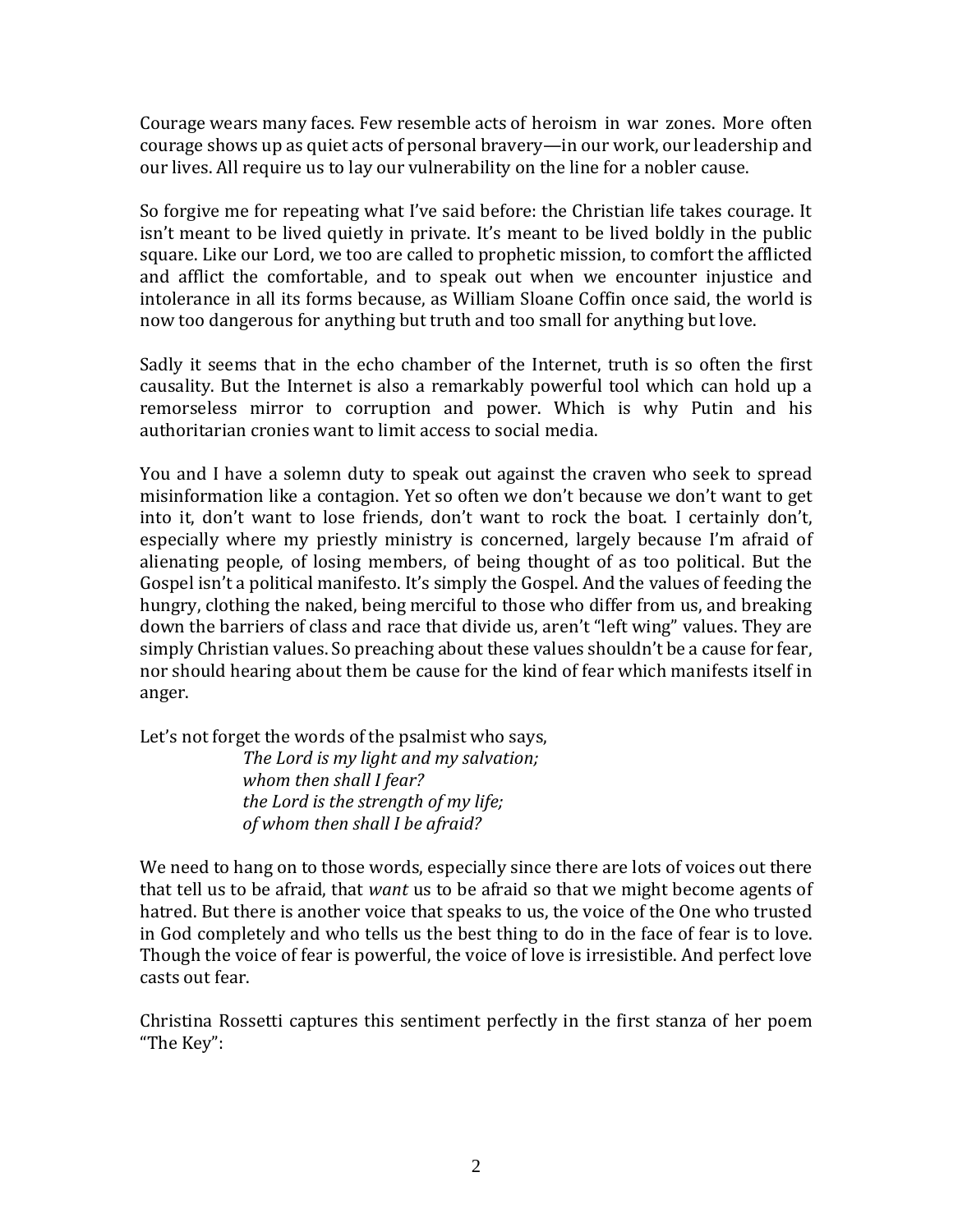Courage wears many faces. Few resemble acts of heroism in war zones. More often courage shows up as quiet acts of personal bravery—in our work, our leadership and our lives. All require us to lay our vulnerability on the line for a nobler cause.

So forgive me for repeating what I've said before: the Christian life takes courage. It isn't meant to be lived quietly in private. It's meant to be lived boldly in the public square. Like our Lord, we too are called to prophetic mission, to comfort the afflicted and afflict the comfortable, and to speak out when we encounter injustice and intolerance in all its forms because, as William Sloane Coffin once said, the world is now too dangerous for anything but truth and too small for anything but love.

Sadly it seems that in the echo chamber of the Internet, truth is so often the first causality. But the Internet is also a remarkably powerful tool which can hold up a remorseless mirror to corruption and power. Which is why Putin and his authoritarian cronies want to limit access to social media.

You and I have a solemn duty to speak out against the craven who seek to spread misinformation like a contagion. Yet so often we don't because we don't want to get into it, don't want to lose friends, don't want to rock the boat. I certainly don't, especially where my priestly ministry is concerned, largely because I'm afraid of alienating people, of losing members, of being thought of as too political. But the Gospel isn't a political manifesto. It's simply the Gospel. And the values of feeding the hungry, clothing the naked, being merciful to those who differ from us, and breaking down the barriers of class and race that divide us, aren't "left wing" values. They are simply Christian values. So preaching about these values shouldn't be a cause for fear, nor should hearing about them be cause for the kind of fear which manifests itself in anger.

Let's not forget the words of the psalmist who says,

> *The Lord is my light and my salvation;*
> *whom then shall I fear?*
> *the Lord is the strength of my life;*
> *of whom then shall I be afraid?*

We need to hang on to those words, especially since there are lots of voices out there that tell us to be afraid, that *want* us to be afraid so that we might become agents of hatred. But there is another voice that speaks to us, the voice of the One who trusted in God completely and who tells us the best thing to do in the face of fear is to love. Though the voice of fear is powerful, the voice of love is irresistible. And perfect love casts out fear.

Christina Rossetti captures this sentiment perfectly in the first stanza of her poem "The Key":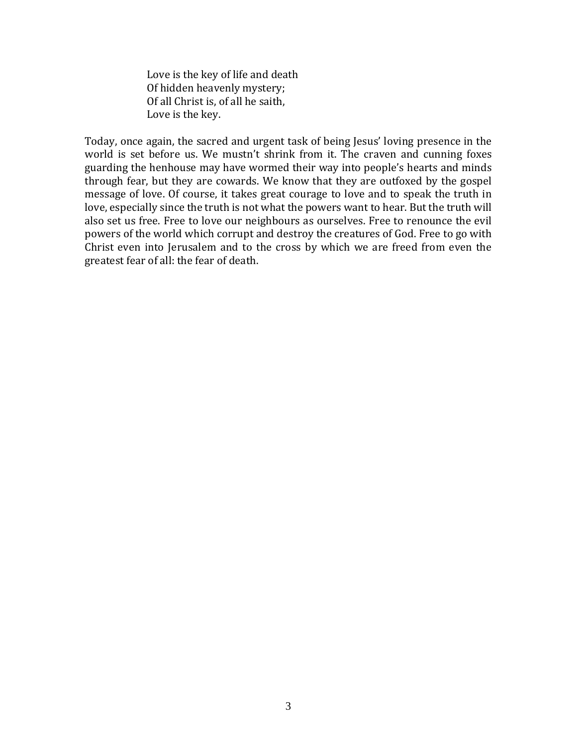> Love is the key of life and death
> Of hidden heavenly mystery;
> Of all Christ is, of all he saith,
> Love is the key.

Today, once again, the sacred and urgent task of being Jesus' loving presence in the world is set before us. We mustn't shrink from it. The craven and cunning foxes guarding the henhouse may have wormed their way into people's hearts and minds through fear, but they are cowards. We know that they are outfoxed by the gospel message of love. Of course, it takes great courage to love and to speak the truth in love, especially since the truth is not what the powers want to hear. But the truth will also set us free. Free to love our neighbours as ourselves. Free to renounce the evil powers of the world which corrupt and destroy the creatures of God. Free to go with Christ even into Jerusalem and to the cross by which we are freed from even the greatest fear of all: the fear of death.